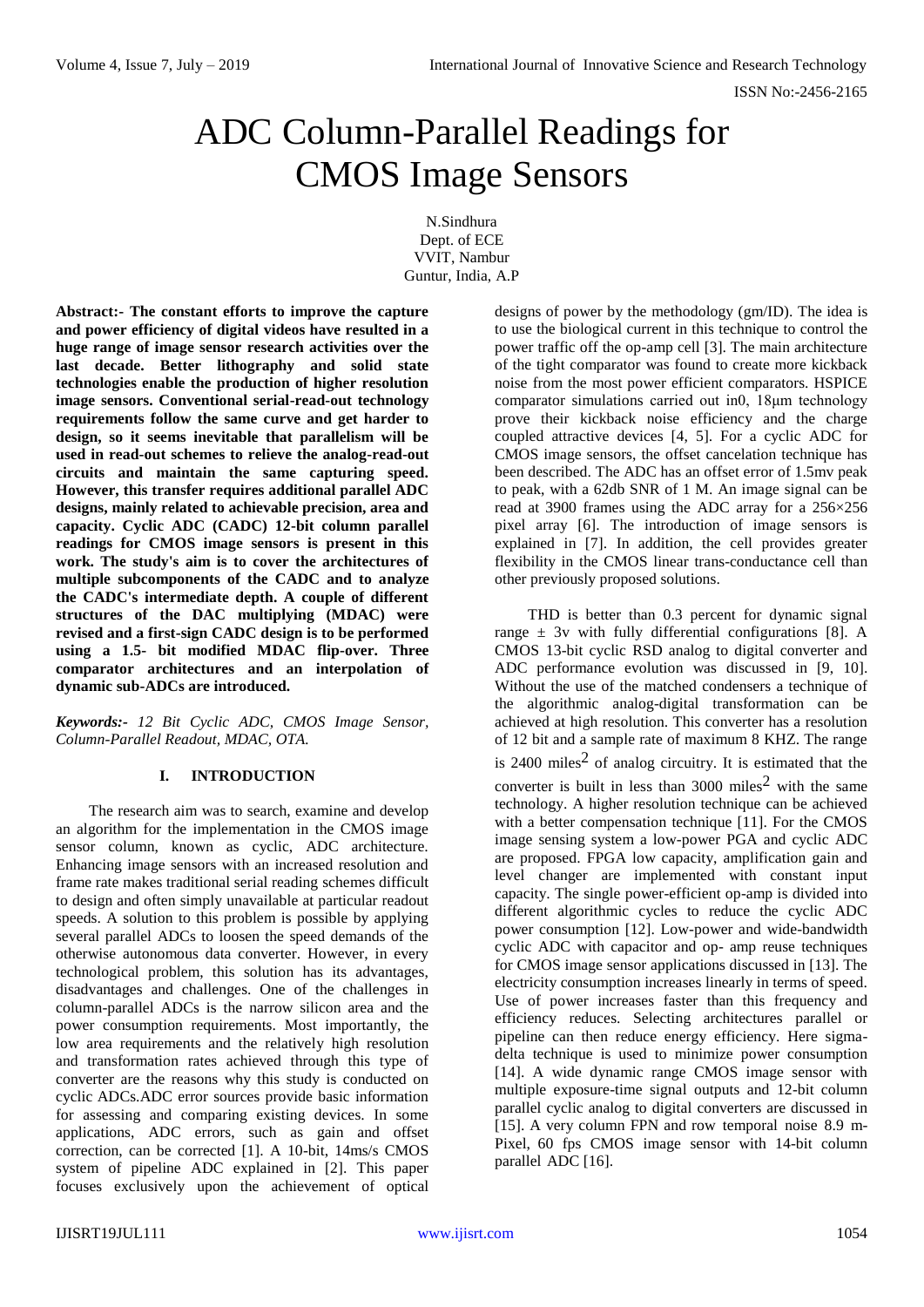# ADC Column-Parallel Readings for CMOS Image Sensors

N.Sindhura
Dept. of ECE
VVIT, Nambur
Guntur, India, A.P

**Abstract:- The constant efforts to improve the capture and power efficiency of digital videos have resulted in a huge range of image sensor research activities over the last decade. Better lithography and solid state technologies enable the production of higher resolution image sensors. Conventional serial-read-out technology requirements follow the same curve and get harder to design, so it seems inevitable that parallelism will be used in read-out schemes to relieve the analog-read-out circuits and maintain the same capturing speed. However, this transfer requires additional parallel ADC designs, mainly related to achievable precision, area and capacity. Cyclic ADC (CADC) 12-bit column parallel readings for CMOS image sensors is present in this work. The study's aim is to cover the architectures of multiple subcomponents of the CADC and to analyze the CADC's intermediate depth. A couple of different structures of the DAC multiplying (MDAC) were revised and a first-sign CADC design is to be performed using a 1.5- bit modified MDAC flip-over. Three comparator architectures and an interpolation of dynamic sub-ADCs are introduced.**

***Keywords:-** 12 Bit Cyclic ADC, CMOS Image Sensor, Column-Parallel Readout, MDAC, OTA.*

## I. INTRODUCTION

The research aim was to search, examine and develop an algorithm for the implementation in the CMOS image sensor column, known as cyclic, ADC architecture. Enhancing image sensors with an increased resolution and frame rate makes traditional serial reading schemes difficult to design and often simply unavailable at particular readout speeds. A solution to this problem is possible by applying several parallel ADCs to loosen the speed demands of the otherwise autonomous data converter. However, in every technological problem, this solution has its advantages, disadvantages and challenges. One of the challenges in column-parallel ADCs is the narrow silicon area and the power consumption requirements. Most importantly, the low area requirements and the relatively high resolution and transformation rates achieved through this type of converter are the reasons why this study is conducted on cyclic ADCs.ADC error sources provide basic information for assessing and comparing existing devices. In some applications, ADC errors, such as gain and offset correction, can be corrected [1]. A 10-bit, 14ms/s CMOS system of pipeline ADC explained in [2]. This paper focuses exclusively upon the achievement of optical designs of power by the methodology (gm/ID). The idea is to use the biological current in this technique to control the power traffic off the op-amp cell [3]. The main architecture of the tight comparator was found to create more kickback noise from the most power efficient comparators. HSPICE comparator simulations carried out in0, 18μm technology prove their kickback noise efficiency and the charge coupled attractive devices [4, 5]. For a cyclic ADC for CMOS image sensors, the offset cancelation technique has been described. The ADC has an offset error of 1.5mv peak to peak, with a 62db SNR of 1 M. An image signal can be read at 3900 frames using the ADC array for a 256×256 pixel array [6]. The introduction of image sensors is explained in [7]. In addition, the cell provides greater flexibility in the CMOS linear trans-conductance cell than other previously proposed solutions.

THD is better than 0.3 percent for dynamic signal range ± 3v with fully differential configurations [8]. A CMOS 13-bit cyclic RSD analog to digital converter and ADC performance evolution was discussed in [9, 10]. Without the use of the matched condensers a technique of the algorithmic analog-digital transformation can be achieved at high resolution. This converter has a resolution of 12 bit and a sample rate of maximum 8 KHZ. The range is 2400 miles$^2$ of analog circuitry. It is estimated that the converter is built in less than 3000 miles$^2$ with the same technology. A higher resolution technique can be achieved with a better compensation technique [11]. For the CMOS image sensing system a low-power PGA and cyclic ADC are proposed. FPGA low capacity, amplification gain and level changer are implemented with constant input capacity. The single power-efficient op-amp is divided into different algorithmic cycles to reduce the cyclic ADC power consumption [12]. Low-power and wide-bandwidth cyclic ADC with capacitor and op- amp reuse techniques for CMOS image sensor applications discussed in [13]. The electricity consumption increases linearly in terms of speed. Use of power increases faster than this frequency and efficiency reduces. Selecting architectures parallel or pipeline can then reduce energy efficiency. Here sigma-delta technique is used to minimize power consumption [14]. A wide dynamic range CMOS image sensor with multiple exposure-time signal outputs and 12-bit column parallel cyclic analog to digital converters are discussed in [15]. A very column FPN and row temporal noise 8.9 m-Pixel, 60 fps CMOS image sensor with 14-bit column parallel ADC [16].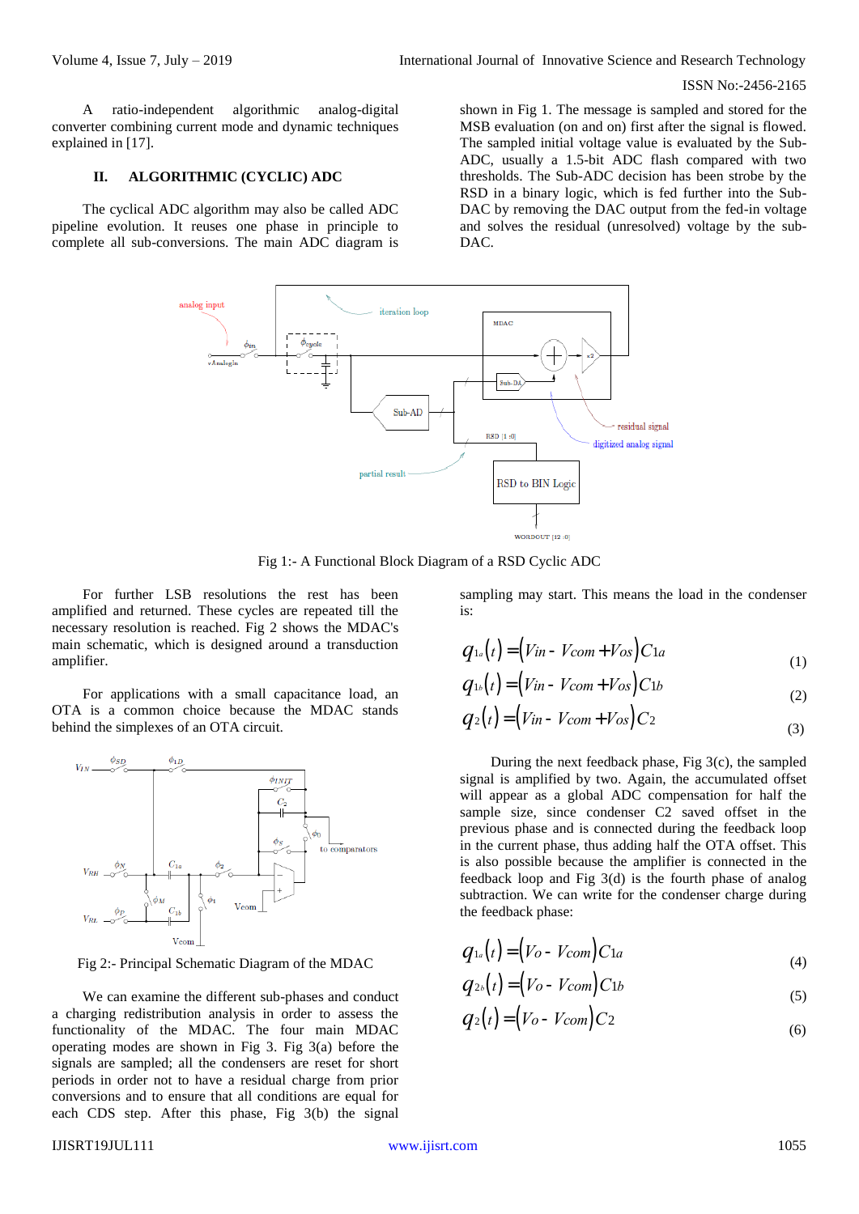A ratio-independent algorithmic analog-digital converter combining current mode and dynamic techniques explained in [17].

## II. ALGORITHMIC (CYCLIC) ADC

The cyclical ADC algorithm may also be called ADC pipeline evolution. It reuses one phase in principle to complete all sub-conversions. The main ADC diagram is shown in Fig 1. The message is sampled and stored for the MSB evaluation (on and on) first after the signal is flowed. The sampled initial voltage value is evaluated by the Sub-ADC, usually a 1.5-bit ADC flash compared with two thresholds. The Sub-ADC decision has been strobe by the RSD in a binary logic, which is fed further into the Sub-DAC by removing the DAC output from the fed-in voltage and solves the residual (unresolved) voltage by the sub-DAC.

Fig 1:- A Functional Block Diagram of a RSD Cyclic ADC

For further LSB resolutions the rest has been amplified and returned. These cycles are repeated till the necessary resolution is reached. Fig 2 shows the MDAC's main schematic, which is designed around a transduction amplifier.

For applications with a small capacitance load, an OTA is a common choice because the MDAC stands behind the simplexes of an OTA circuit.

Fig 2:- Principal Schematic Diagram of the MDAC

We can examine the different sub-phases and conduct a charging redistribution analysis in order to assess the functionality of the MDAC. The four main MDAC operating modes are shown in Fig 3. Fig 3(a) before the signals are sampled; all the condensers are reset for short periods in order not to have a residual charge from prior conversions and to ensure that all conditions are equal for each CDS step. After this phase, Fig 3(b) the signal sampling may start. This means the load in the condenser is:

$$q_{1a}(t) = (Vin - Vcom + Vos)C1a \tag{1}$$

$$q_{1b}(t) = (Vin - Vcom + Vos)C1b \tag{2}$$

$$q_{2}(t) = (Vin - Vcom + Vos)C2 \tag{3}$$

During the next feedback phase, Fig 3(c), the sampled signal is amplified by two. Again, the accumulated offset will appear as a global ADC compensation for half the sample size, since condenser C2 saved offset in the previous phase and is connected during the feedback loop in the current phase, thus adding half the OTA offset. This is also possible because the amplifier is connected in the feedback loop and Fig 3(d) is the fourth phase of analog subtraction. We can write for the condenser charge during the feedback phase:

$$q_{1a}(t) = (Vo - Vcom)C1a \tag{4}$$

$$q_{2b}(t) = (Vo - Vcom)C1b \tag{5}$$

$$q_{2}(t) = (Vo - Vcom)C2 \tag{6}$$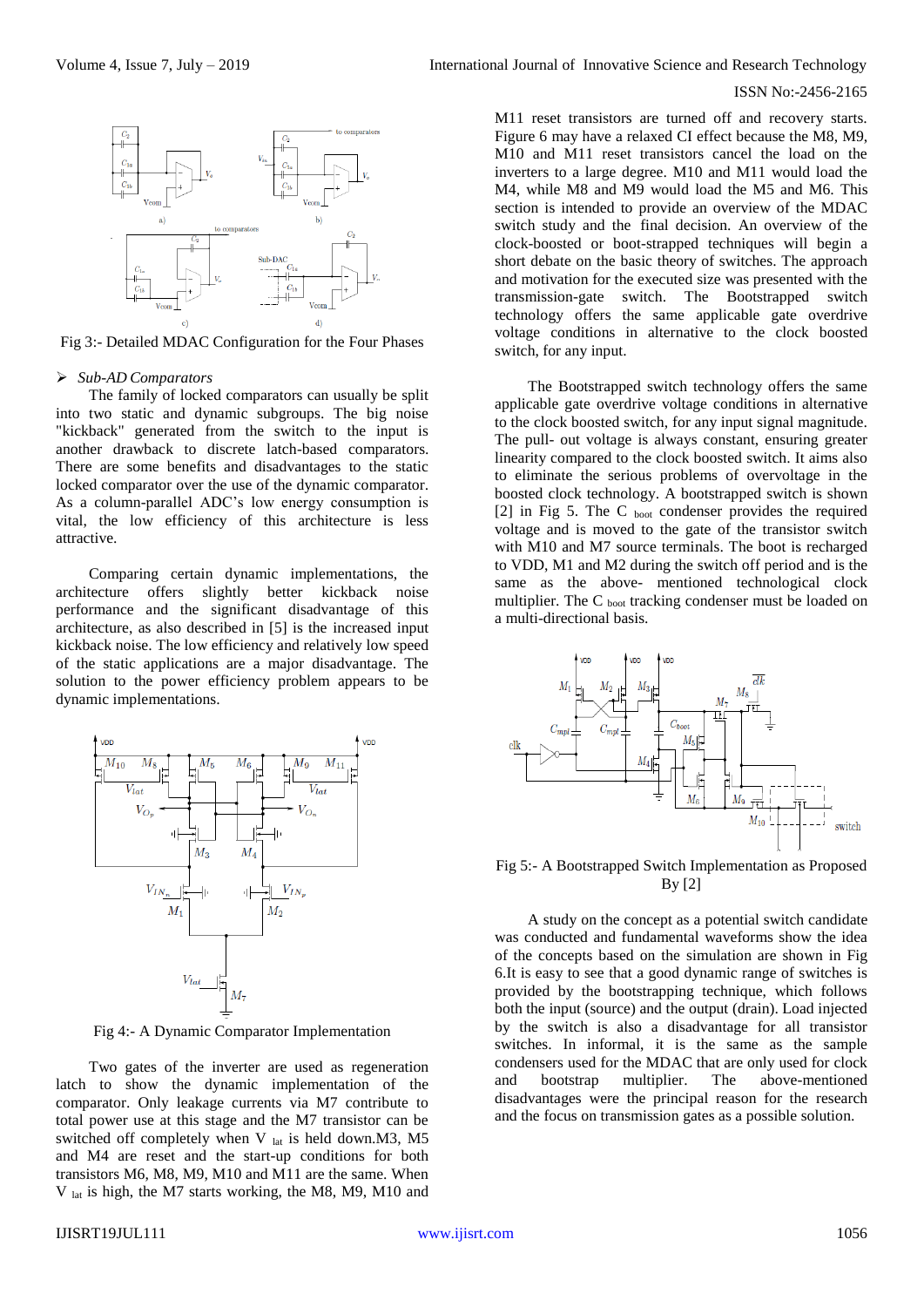Fig 3:- Detailed MDAC Configuration for the Four Phases

> *Sub-AD Comparators*

The family of locked comparators can usually be split into two static and dynamic subgroups. The big noise "kickback" generated from the switch to the input is another drawback to discrete latch-based comparators. There are some benefits and disadvantages to the static locked comparator over the use of the dynamic comparator. As a column-parallel ADC's low energy consumption is vital, the low efficiency of this architecture is less attractive.

Comparing certain dynamic implementations, the architecture offers slightly better kickback noise performance and the significant disadvantage of this architecture, as also described in [5] is the increased input kickback noise. The low efficiency and relatively low speed of the static applications are a major disadvantage. The solution to the power efficiency problem appears to be dynamic implementations.

Fig 4:- A Dynamic Comparator Implementation

Two gates of the inverter are used as regeneration latch to show the dynamic implementation of the comparator. Only leakage currents via M7 contribute to total power use at this stage and the M7 transistor can be switched off completely when $V_{lat}$ is held down.M3, M5 and M4 are reset and the start-up conditions for both transistors M6, M8, M9, M10 and M11 are the same. When $V_{lat}$ is high, the M7 starts working, the M8, M9, M10 and M11 reset transistors are turned off and recovery starts. Figure 6 may have a relaxed CI effect because the M8, M9, M10 and M11 reset transistors cancel the load on the inverters to a large degree. M10 and M11 would load the M4, while M8 and M9 would load the M5 and M6. This section is intended to provide an overview of the MDAC switch study and the final decision. An overview of the clock-boosted or boot-strapped techniques will begin a short debate on the basic theory of switches. The approach and motivation for the executed size was presented with the transmission-gate switch. The Bootstrapped switch technology offers the same applicable gate overdrive voltage conditions in alternative to the clock boosted switch, for any input.

The Bootstrapped switch technology offers the same applicable gate overdrive voltage conditions in alternative to the clock boosted switch, for any input signal magnitude. The pull- out voltage is always constant, ensuring greater linearity compared to the clock boosted switch. It aims also to eliminate the serious problems of overvoltage in the boosted clock technology. A bootstrapped switch is shown [2] in Fig 5. The $C_{boot}$ condenser provides the required voltage and is moved to the gate of the transistor switch with M10 and M7 source terminals. The boot is recharged to VDD, M1 and M2 during the switch off period and is the same as the above- mentioned technological clock multiplier. The $C_{boot}$ tracking condenser must be loaded on a multi-directional basis.

Fig 5:- A Bootstrapped Switch Implementation as Proposed By [2]

A study on the concept as a potential switch candidate was conducted and fundamental waveforms show the idea of the concepts based on the simulation are shown in Fig 6.It is easy to see that a good dynamic range of switches is provided by the bootstrapping technique, which follows both the input (source) and the output (drain). Load injected by the switch is also a disadvantage for all transistor switches. In informal, it is the same as the sample condensers used for the MDAC that are only used for clock and bootstrap multiplier. The above-mentioned disadvantages were the principal reason for the research and the focus on transmission gates as a possible solution.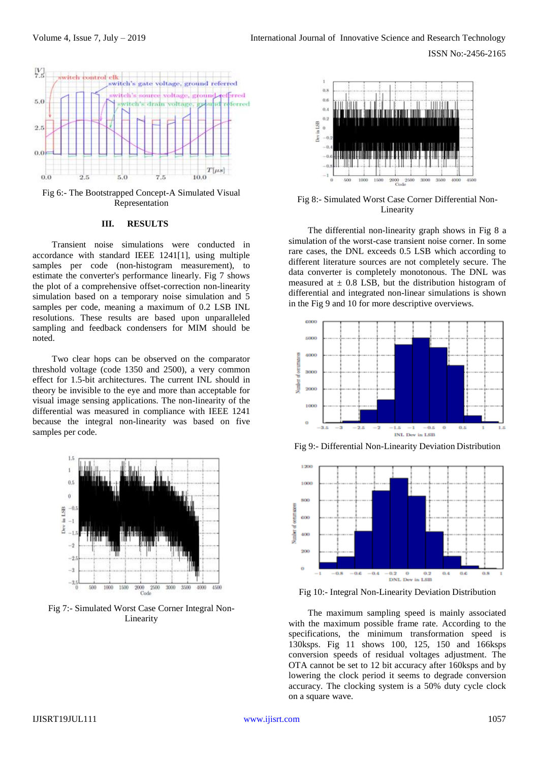Fig 6:- The Bootstrapped Concept-A Simulated Visual Representation

## III. RESULTS

Transient noise simulations were conducted in accordance with standard IEEE 1241[1], using multiple samples per code (non-histogram measurement), to estimate the converter's performance linearly. Fig 7 shows the plot of a comprehensive offset-correction non-linearity simulation based on a temporary noise simulation and 5 samples per code, meaning a maximum of 0.2 LSB INL resolutions. These results are based upon unparalleled sampling and feedback condensers for MIM should be noted.

Two clear hops can be observed on the comparator threshold voltage (code 1350 and 2500), a very common effect for 1.5-bit architectures. The current INL should in theory be invisible to the eye and more than acceptable for visual image sensing applications. The non-linearity of the differential was measured in compliance with IEEE 1241 because the integral non-linearity was based on five samples per code.

Fig 7:- Simulated Worst Case Corner Integral Non-Linearity

Fig 8:- Simulated Worst Case Corner Differential Non-Linearity

The differential non-linearity graph shows in Fig 8 a simulation of the worst-case transient noise corner. In some rare cases, the DNL exceeds 0.5 LSB which according to different literature sources are not completely secure. The data converter is completely monotonous. The DNL was measured at ± 0.8 LSB, but the distribution histogram of differential and integrated non-linear simulations is shown in the Fig 9 and 10 for more descriptive overviews.

Fig 9:- Differential Non-Linearity Deviation Distribution

Fig 10:- Integral Non-Linearity Deviation Distribution

The maximum sampling speed is mainly associated with the maximum possible frame rate. According to the specifications, the minimum transformation speed is 130ksps. Fig 11 shows 100, 125, 150 and 166ksps conversion speeds of residual voltages adjustment. The OTA cannot be set to 12 bit accuracy after 160ksps and by lowering the clock period it seems to degrade conversion accuracy. The clocking system is a 50% duty cycle clock on a square wave.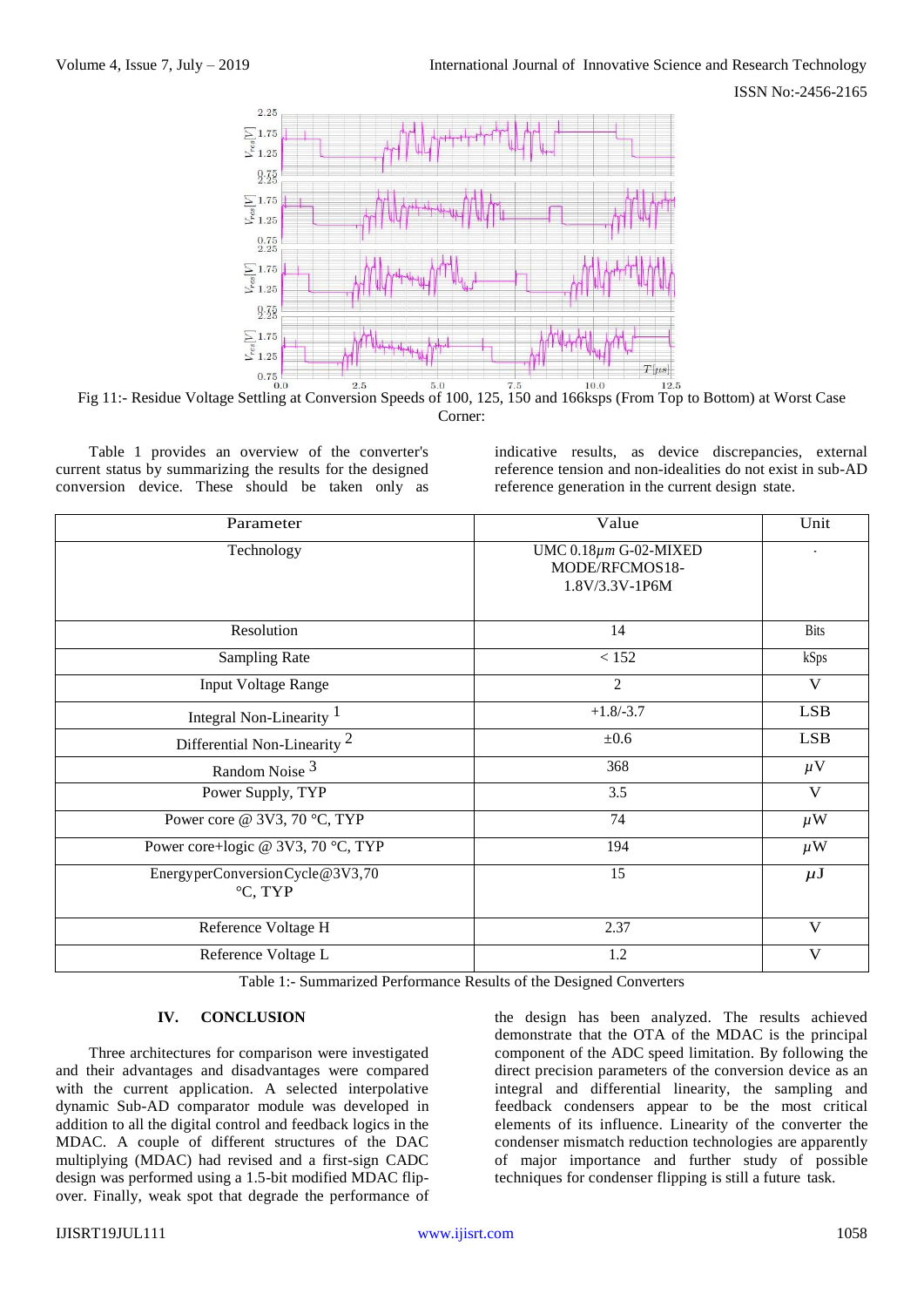Fig 11:- Residue Voltage Settling at Conversion Speeds of 100, 125, 150 and 166ksps (From Top to Bottom) at Worst Case Corner:

Table 1 provides an overview of the converter's current status by summarizing the results for the designed conversion device. These should be taken only as indicative results, as device discrepancies, external reference tension and non-idealities do not exist in sub-AD reference generation in the current design state.

| Parameter | Value | Unit |
|---|---|---|
| Technology | UMC 0.18$\mu m$ G-02-MIXED MODE/RFCMOS18-1.8V/3.3V-1P6M | - |
| Resolution | 14 | Bits |
| Sampling Rate | < 152 | kSps |
| Input Voltage Range | 2 | V |
| Integral Non-Linearity [1] | +1.8/-3.7 | LSB |
| Differential Non-Linearity [2] | ±0.6 | LSB |
| Random Noise [3] | 368 | $\mu$V |
| Power Supply, TYP | 3.5 | V |
| Power core @ 3V3, 70 °C, TYP | 74 | $\mu$W |
| Power core+logic @ 3V3, 70 °C, TYP | 194 | $\mu$W |
| EnergyperConversionCycle@3V3,70 °C, TYP | 15 | $\mu$J |
| Reference Voltage H | 2.37 | V |
| Reference Voltage L | 1.2 | V |

Table 1:- Summarized Performance Results of the Designed Converters

## IV. CONCLUSION

Three architectures for comparison were investigated and their advantages and disadvantages were compared with the current application. A selected interpolative dynamic Sub-AD comparator module was developed in addition to all the digital control and feedback logics in the MDAC. A couple of different structures of the DAC multiplying (MDAC) had revised and a first-sign CADC design was performed using a 1.5-bit modified MDAC flip-over. Finally, weak spot that degrade the performance of the design has been analyzed. The results achieved demonstrate that the OTA of the MDAC is the principal component of the ADC speed limitation. By following the direct precision parameters of the conversion device as an integral and differential linearity, the sampling and feedback condensers appear to be the most critical elements of its influence. Linearity of the converter the condenser mismatch reduction technologies are apparently of major importance and further study of possible techniques for condenser flipping is still a future task.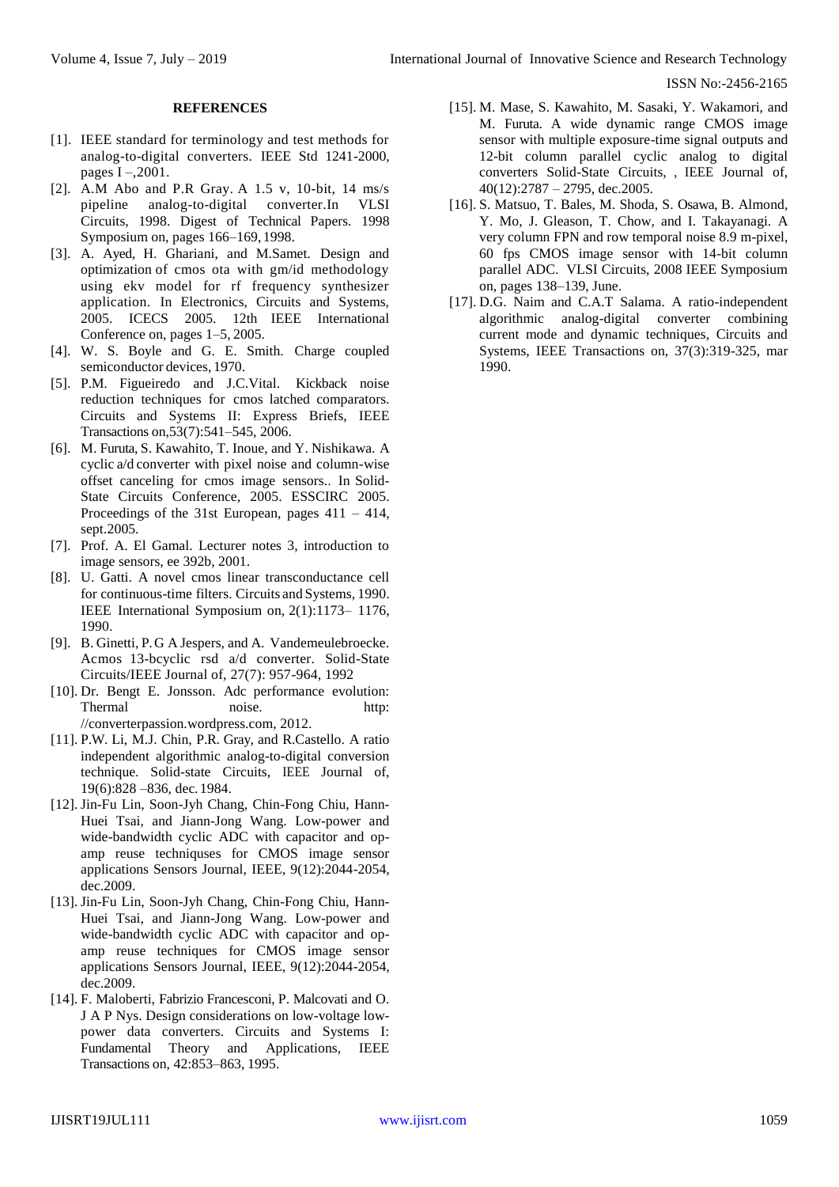## REFERENCES

[1]. IEEE standard for terminology and test methods for analog-to-digital converters. IEEE Std 1241-2000, pages I –,2001.

[2]. A.M Abo and P.R Gray. A 1.5 v, 10-bit, 14 ms/s pipeline analog-to-digital converter.In VLSI Circuits, 1998. Digest of Technical Papers. 1998 Symposium on, pages 166–169, 1998.

[3]. A. Ayed, H. Ghariani, and M.Samet. Design and optimization of cmos ota with gm/id methodology using ekv model for rf frequency synthesizer application. In Electronics, Circuits and Systems, 2005. ICECS 2005. 12th IEEE International Conference on, pages 1–5, 2005.

[4]. W. S. Boyle and G. E. Smith. Charge coupled semiconductor devices, 1970.

[5]. P.M. Figueiredo and J.C.Vital. Kickback noise reduction techniques for cmos latched comparators. Circuits and Systems II: Express Briefs, IEEE Transactions on,53(7):541–545, 2006.

[6]. M. Furuta, S. Kawahito, T. Inoue, and Y. Nishikawa. A cyclic a/d converter with pixel noise and column-wise offset canceling for cmos image sensors.. In Solid-State Circuits Conference, 2005. ESSCIRC 2005. Proceedings of the 31st European, pages 411 – 414, sept.2005.

[7]. Prof. A. El Gamal. Lecturer notes 3, introduction to image sensors, ee 392b, 2001.

[8]. U. Gatti. A novel cmos linear transconductance cell for continuous-time filters. Circuits and Systems, 1990. IEEE International Symposium on, 2(1):1173– 1176, 1990.

[9]. B. Ginetti, P. G A Jespers, and A. Vandemeulebroecke. Acmos 13-bcyclic rsd a/d converter. Solid-State Circuits/IEEE Journal of, 27(7): 957-964, 1992

[10]. Dr. Bengt E. Jonsson. Adc performance evolution: Thermal noise. http: //converterpassion.wordpress.com, 2012.

[11]. P.W. Li, M.J. Chin, P.R. Gray, and R.Castello. A ratio independent algorithmic analog-to-digital conversion technique. Solid-state Circuits, IEEE Journal of, 19(6):828 –836, dec. 1984.

[12]. Jin-Fu Lin, Soon-Jyh Chang, Chin-Fong Chiu, Hann-Huei Tsai, and Jiann-Jong Wang. Low-power and wide-bandwidth cyclic ADC with capacitor and op-amp reuse techniquses for CMOS image sensor applications Sensors Journal, IEEE, 9(12):2044-2054, dec.2009.

[13]. Jin-Fu Lin, Soon-Jyh Chang, Chin-Fong Chiu, Hann-Huei Tsai, and Jiann-Jong Wang. Low-power and wide-bandwidth cyclic ADC with capacitor and op-amp reuse techniques for CMOS image sensor applications Sensors Journal, IEEE, 9(12):2044-2054, dec.2009.

[14]. F. Maloberti, Fabrizio Francesconi, P. Malcovati and O. J A P Nys. Design considerations on low-voltage low-power data converters. Circuits and Systems I: Fundamental Theory and Applications, IEEE Transactions on, 42:853–863, 1995.

[15]. M. Mase, S. Kawahito, M. Sasaki, Y. Wakamori, and M. Furuta. A wide dynamic range CMOS image sensor with multiple exposure-time signal outputs and 12-bit column parallel cyclic analog to digital converters Solid-State Circuits, , IEEE Journal of, 40(12):2787 – 2795, dec.2005.

[16]. S. Matsuo, T. Bales, M. Shoda, S. Osawa, B. Almond, Y. Mo, J. Gleason, T. Chow, and I. Takayanagi. A very column FPN and row temporal noise 8.9 m-pixel, 60 fps CMOS image sensor with 14-bit column parallel ADC. VLSI Circuits, 2008 IEEE Symposium on, pages 138–139, June.

[17]. D.G. Naim and C.A.T Salama. A ratio-independent algorithmic analog-digital converter combining current mode and dynamic techniques, Circuits and Systems, IEEE Transactions on, 37(3):319-325, mar 1990.